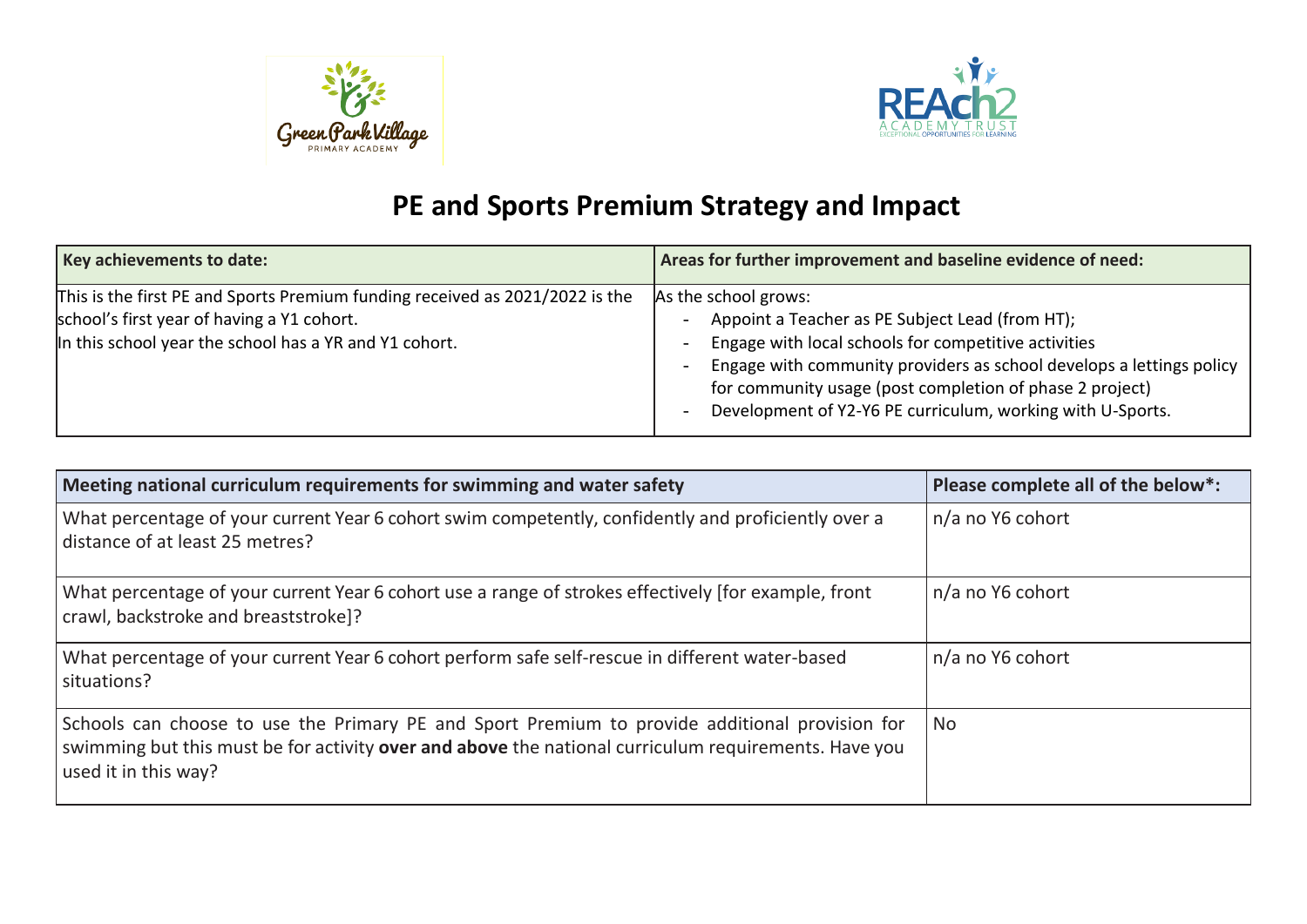# PE and Sports Premium Strategy and Impact

| Key achievements to date: | Areas for further improvement and baseline evidence of need: |
| --- | --- |
| This is the first PE and Sports Premium funding received as 2021/2022 is the school's first year of having a Y1 cohort.<br>In this school year the school has a YR and Y1 cohort. | As the school grows:<br>- Appoint a Teacher as PE Subject Lead (from HT);<br>- Engage with local schools for competitive activities<br>- Engage with community providers as school develops a lettings policy for community usage (post completion of phase 2 project)<br>- Development of Y2-Y6 PE curriculum, working with U-Sports. |

| Meeting national curriculum requirements for swimming and water safety | Please complete all of the below*: |
| --- | --- |
| What percentage of your current Year 6 cohort swim competently, confidently and proficiently over a distance of at least 25 metres? | n/a no Y6 cohort |
| What percentage of your current Year 6 cohort use a range of strokes effectively [for example, front crawl, backstroke and breaststroke]? | n/a no Y6 cohort |
| What percentage of your current Year 6 cohort perform safe self-rescue in different water-based situations? | n/a no Y6 cohort |
| Schools can choose to use the Primary PE and Sport Premium to provide additional provision for swimming but this must be for activity **over and above** the national curriculum requirements. Have you used it in this way? | No |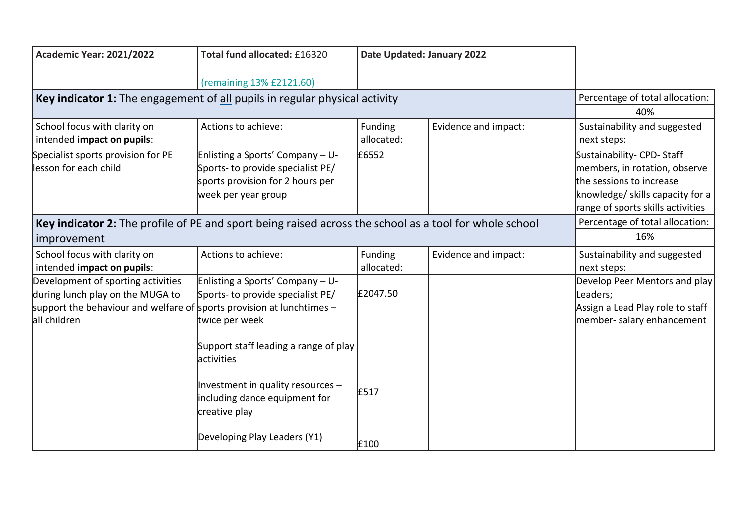| **Academic Year: 2021/2022** | **Total fund allocated:** £16320<br><br>(remaining 13% £2121.60) | **Date Updated: January 2022** | | |
|---|---|---|---|---|
| **Key indicator 1:** The engagement of all pupils in regular physical activity | | | | Percentage of total allocation:<br>40% |
| School focus with clarity on intended **impact on pupils**: | Actions to achieve: | Funding allocated: | Evidence and impact: | Sustainability and suggested next steps: |
| Specialist sports provision for PE lesson for each child | Enlisting a Sports' Company – U-Sports- to provide specialist PE/ sports provision for 2 hours per week per year group | £6552 | | Sustainability- CPD- Staff members, in rotation, observe the sessions to increase knowledge/ skills capacity for a range of sports skills activities |
| **Key indicator 2:** The profile of PE and sport being raised across the school as a tool for whole school improvement | | | | Percentage of total allocation:<br>16% |
| School focus with clarity on intended **impact on pupils**: | Actions to achieve: | Funding allocated: | Evidence and impact: | Sustainability and suggested next steps: |
| Development of sporting activities during lunch play on the MUGA to support the behaviour and welfare of all children | Enlisting a Sports' Company – U-Sports- to provide specialist PE/ sports provision at lunchtimes – twice per week<br><br>Support staff leading a range of play activities<br><br>Investment in quality resources – including dance equipment for creative play<br><br>Developing Play Leaders (Y1) | £2047.50<br><br><br><br>£517<br><br>£100 | | Develop Peer Mentors and play Leaders;<br>Assign a Lead Play role to staff member- salary enhancement |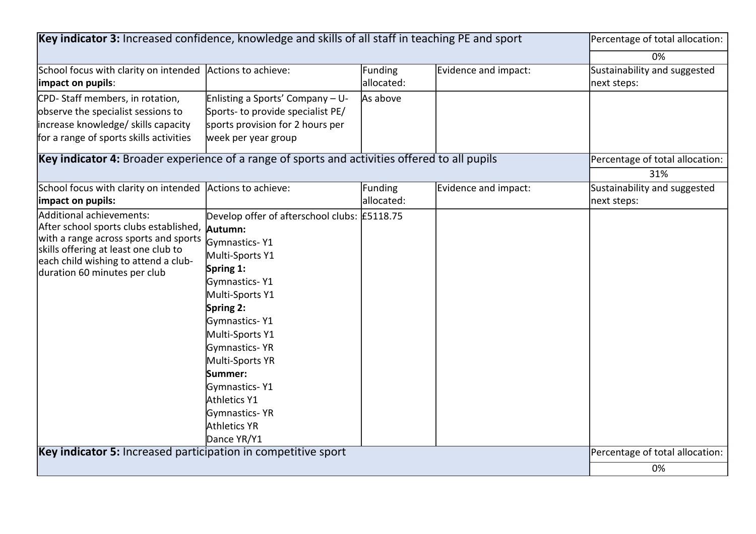| **Key indicator 3:** Increased confidence, knowledge and skills of all staff in teaching PE and sport | | | | Percentage of total allocation: |
|---|---|---|---|---|
| | | | | 0% |
| School focus with clarity on intended **impact on pupils**: | Actions to achieve: | Funding allocated: | Evidence and impact: | Sustainability and suggested next steps: |
| CPD- Staff members, in rotation, observe the specialist sessions to increase knowledge/ skills capacity for a range of sports skills activities | Enlisting a Sports' Company – U-Sports- to provide specialist PE/ sports provision for 2 hours per week per year group | As above | | |

| **Key indicator 4:** Broader experience of a range of sports and activities offered to all pupils | | | | Percentage of total allocation: |
|---|---|---|---|---|
| | | | | 31% |
| School focus with clarity on intended **impact on pupils:** | Actions to achieve: | Funding allocated: | Evidence and impact: | Sustainability and suggested next steps: |
| Additional achievements:<br>After school sports clubs established, with a range across sports and sports skills offering at least one club to each child wishing to attend a club- duration 60 minutes per club | Develop offer of afterschool clubs:<br>**Autumn:**<br>Gymnastics- Y1<br>Multi-Sports Y1<br>**Spring 1:**<br>Gymnastics- Y1<br>Multi-Sports Y1<br>**Spring 2:**<br>Gymnastics- Y1<br>Multi-Sports Y1<br>Gymnastics- YR<br>Multi-Sports YR<br>**Summer:**<br>Gymnastics- Y1<br>Athletics Y1<br>Gymnastics- YR<br>Athletics YR<br>Dance YR/Y1 | £5118.75 | | |

| **Key indicator 5:** Increased participation in competitive sport | Percentage of total allocation: |
|---|---|
| | 0% |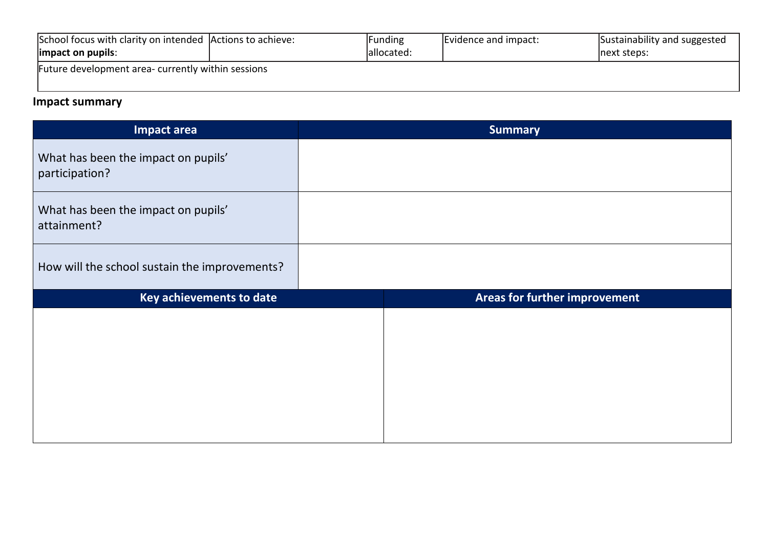| School focus with clarity on intended **impact on pupils**: | Actions to achieve: | Funding allocated: | Evidence and impact: | Sustainability and suggested next steps: |
| --- | --- | --- | --- | --- |
| Future development area- currently within sessions | | | | |

**Impact summary**

| Impact area | Summary |
| --- | --- |
| What has been the impact on pupils' participation? | |
| What has been the impact on pupils' attainment? | |
| How will the school sustain the improvements? | |

| Key achievements to date | Areas for further improvement |
| --- | --- |
| | |